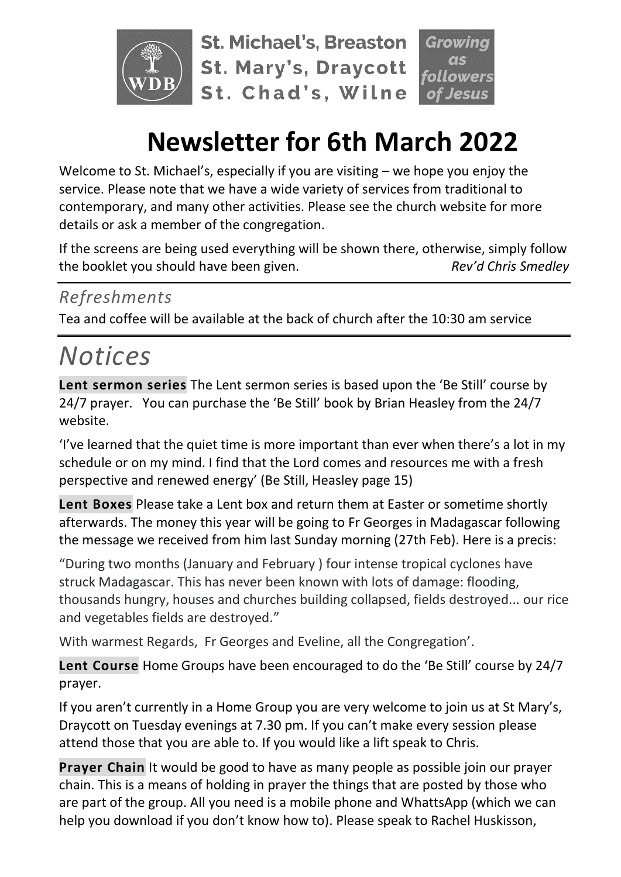St. Michael's, Breaston
St. Mary's, Draycott
St. Chad's, Wilne

Growing as followers of Jesus

# Newsletter for 6th March 2022

Welcome to St. Michael's, especially if you are visiting – we hope you enjoy the service. Please note that we have a wide variety of services from traditional to contemporary, and many other activities. Please see the church website for more details or ask a member of the congregation.

If the screens are being used everything will be shown there, otherwise, simply follow the booklet you should have been given. *Rev'd Chris Smedley*

## *Refreshments*

Tea and coffee will be available at the back of church after the 10:30 am service

# *Notices*

**Lent sermon series** The Lent sermon series is based upon the 'Be Still' course by 24/7 prayer. You can purchase the 'Be Still' book by Brian Heasley from the 24/7 website.

'I've learned that the quiet time is more important than ever when there's a lot in my schedule or on my mind. I find that the Lord comes and resources me with a fresh perspective and renewed energy' (Be Still, Heasley page 15)

**Lent Boxes** Please take a Lent box and return them at Easter or sometime shortly afterwards. The money this year will be going to Fr Georges in Madagascar following the message we received from him last Sunday morning (27th Feb). Here is a precis:

"During two months (January and February ) four intense tropical cyclones have struck Madagascar. This has never been known with lots of damage: flooding, thousands hungry, houses and churches building collapsed, fields destroyed... our rice and vegetables fields are destroyed."

With warmest Regards, Fr Georges and Eveline, all the Congregation'.

**Lent Course** Home Groups have been encouraged to do the 'Be Still' course by 24/7 prayer.

If you aren't currently in a Home Group you are very welcome to join us at St Mary's, Draycott on Tuesday evenings at 7.30 pm. If you can't make every session please attend those that you are able to. If you would like a lift speak to Chris.

**Prayer Chain** It would be good to have as many people as possible join our prayer chain. This is a means of holding in prayer the things that are posted by those who are part of the group. All you need is a mobile phone and WhattsApp (which we can help you download if you don't know how to). Please speak to Rachel Huskisson,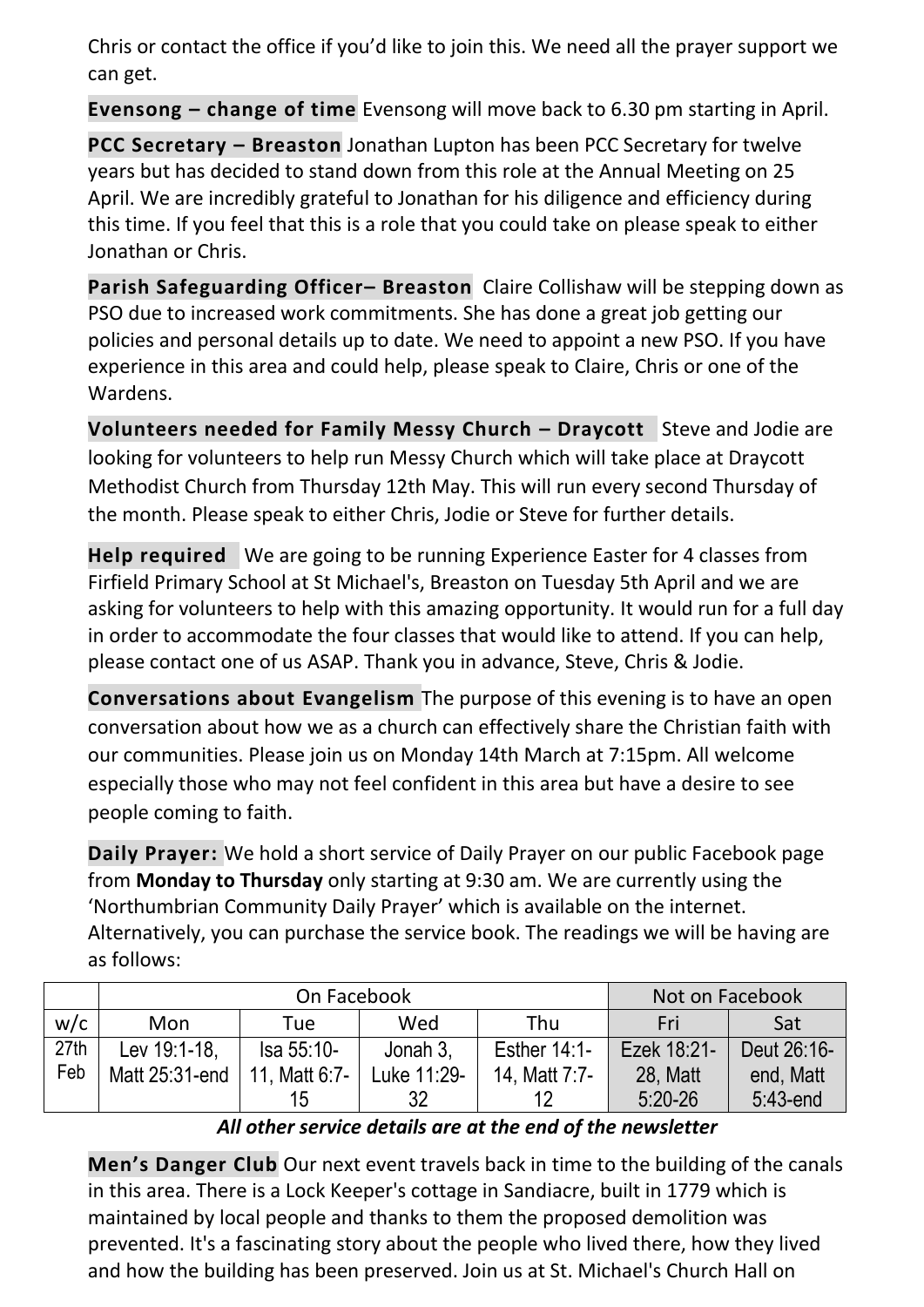Chris or contact the office if you'd like to join this. We need all the prayer support we can get.

**Evensong – change of time** Evensong will move back to 6.30 pm starting in April.

**PCC Secretary – Breaston** Jonathan Lupton has been PCC Secretary for twelve years but has decided to stand down from this role at the Annual Meeting on 25 April. We are incredibly grateful to Jonathan for his diligence and efficiency during this time. If you feel that this is a role that you could take on please speak to either Jonathan or Chris.

**Parish Safeguarding Officer– Breaston** Claire Collishaw will be stepping down as PSO due to increased work commitments. She has done a great job getting our policies and personal details up to date. We need to appoint a new PSO. If you have experience in this area and could help, please speak to Claire, Chris or one of the Wardens.

**Volunteers needed for Family Messy Church – Draycott** Steve and Jodie are looking for volunteers to help run Messy Church which will take place at Draycott Methodist Church from Thursday 12th May. This will run every second Thursday of the month. Please speak to either Chris, Jodie or Steve for further details.

**Help required** We are going to be running Experience Easter for 4 classes from Firfield Primary School at St Michael's, Breaston on Tuesday 5th April and we are asking for volunteers to help with this amazing opportunity. It would run for a full day in order to accommodate the four classes that would like to attend. If you can help, please contact one of us ASAP. Thank you in advance, Steve, Chris & Jodie.

**Conversations about Evangelism** The purpose of this evening is to have an open conversation about how we as a church can effectively share the Christian faith with our communities. Please join us on Monday 14th March at 7:15pm. All welcome especially those who may not feel confident in this area but have a desire to see people coming to faith.

**Daily Prayer:** We hold a short service of Daily Prayer on our public Facebook page from **Monday to Thursday** only starting at 9:30 am. We are currently using the 'Northumbrian Community Daily Prayer' which is available on the internet. Alternatively, you can purchase the service book. The readings we will be having are as follows:

| | On Facebook | | | | Not on Facebook | |
|---|---|---|---|---|---|---|
| w/c | Mon | Tue | Wed | Thu | Fri | Sat |
| 27th Feb | Lev 19:1-18, Matt 25:31-end | Isa 55:10-11, Matt 6:7-15 | Jonah 3, Luke 11:29-32 | Esther 14:1-14, Matt 7:7-12 | Ezek 18:21-28, Matt 5:20-26 | Deut 26:16-end, Matt 5:43-end |

***All other service details are at the end of the newsletter***

**Men's Danger Club** Our next event travels back in time to the building of the canals in this area. There is a Lock Keeper's cottage in Sandiacre, built in 1779 which is maintained by local people and thanks to them the proposed demolition was prevented. It's a fascinating story about the people who lived there, how they lived and how the building has been preserved. Join us at St. Michael's Church Hall on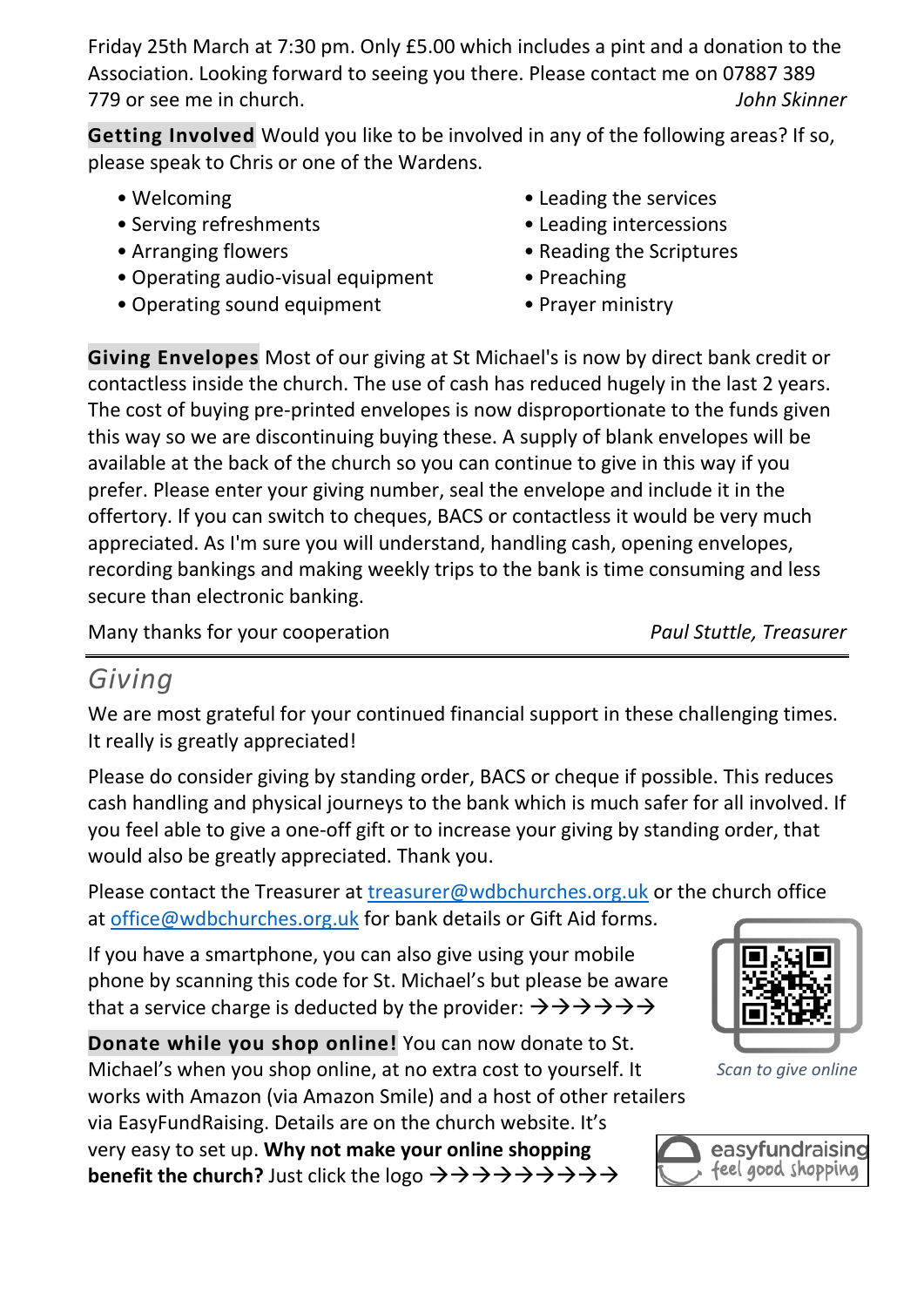Friday 25th March at 7:30 pm. Only £5.00 which includes a pint and a donation to the Association. Looking forward to seeing you there. Please contact me on 07887 389 779 or see me in church. *John Skinner*

**Getting Involved** Would you like to be involved in any of the following areas? If so, please speak to Chris or one of the Wardens.

- Welcoming
- Serving refreshments
- Arranging flowers
- Operating audio-visual equipment
- Operating sound equipment
- Leading the services
- Leading intercessions
- Reading the Scriptures
- Preaching
- Prayer ministry

**Giving Envelopes** Most of our giving at St Michael's is now by direct bank credit or contactless inside the church. The use of cash has reduced hugely in the last 2 years. The cost of buying pre-printed envelopes is now disproportionate to the funds given this way so we are discontinuing buying these. A supply of blank envelopes will be available at the back of the church so you can continue to give in this way if you prefer. Please enter your giving number, seal the envelope and include it in the offertory. If you can switch to cheques, BACS or contactless it would be very much appreciated. As I'm sure you will understand, handling cash, opening envelopes, recording bankings and making weekly trips to the bank is time consuming and less secure than electronic banking.

Many thanks for your cooperation *Paul Stuttle, Treasurer*

## Giving

We are most grateful for your continued financial support in these challenging times. It really is greatly appreciated!

Please do consider giving by standing order, BACS or cheque if possible. This reduces cash handling and physical journeys to the bank which is much safer for all involved. If you feel able to give a one-off gift or to increase your giving by standing order, that would also be greatly appreciated. Thank you.

Please contact the Treasurer at treasurer@wdbchurches.org.uk or the church office at office@wdbchurches.org.uk for bank details or Gift Aid forms.

If you have a smartphone, you can also give using your mobile phone by scanning this code for St. Michael's but please be aware that a service charge is deducted by the provider: →→→→→→

*Scan to give online*

**Donate while you shop online!** You can now donate to St. Michael's when you shop online, at no extra cost to yourself. It works with Amazon (via Amazon Smile) and a host of other retailers via EasyFundRaising. Details are on the church website. It's very easy to set up. **Why not make your online shopping benefit the church?** Just click the logo →→→→→→→→→

easyfundraising feel good shopping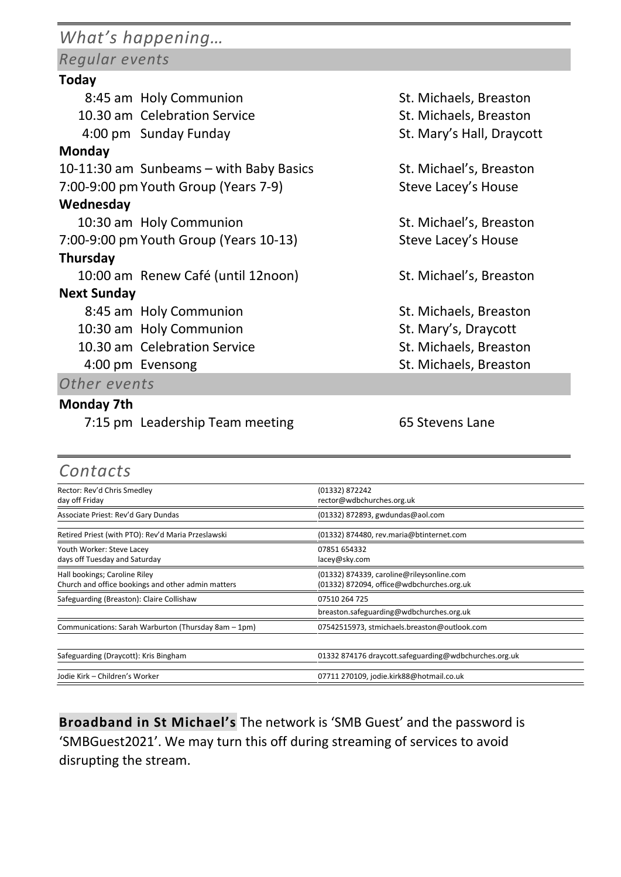# *What's happening…*

## *Regular events*

| | | |
|---|---|---|
| **Today** | | |
| 8:45 am | Holy Communion | St. Michaels, Breaston |
| 10.30 am | Celebration Service | St. Michaels, Breaston |
| 4:00 pm | Sunday Funday | St. Mary's Hall, Draycott |
| **Monday** | | |
| 10-11:30 am | Sunbeams – with Baby Basics | St. Michael's, Breaston |
| 7:00-9:00 pm | Youth Group (Years 7-9) | Steve Lacey's House |
| **Wednesday** | | |
| 10:30 am | Holy Communion | St. Michael's, Breaston |
| 7:00-9:00 pm | Youth Group (Years 10-13) | Steve Lacey's House |
| **Thursday** | | |
| 10:00 am | Renew Café (until 12noon) | St. Michael's, Breaston |
| **Next Sunday** | | |
| 8:45 am | Holy Communion | St. Michaels, Breaston |
| 10:30 am | Holy Communion | St. Mary's, Draycott |
| 10.30 am | Celebration Service | St. Michaels, Breaston |
| 4:00 pm | Evensong | St. Michaels, Breaston |

## *Other events*

| | | |
|---|---|---|
| **Monday 7th** | | |
| 7:15 pm | Leadership Team meeting | 65 Stevens Lane |

# *Contacts*

| | |
|---|---|
| Rector: Rev'd Chris Smedley<br>day off Friday | (01332) 872242<br>rector@wdbchurches.org.uk |
| Associate Priest: Rev'd Gary Dundas | (01332) 872893, gwdundas@aol.com |
| Retired Priest (with PTO): Rev'd Maria Przeslawski | (01332) 874480, rev.maria@btinternet.com |
| Youth Worker: Steve Lacey<br>days off Tuesday and Saturday | 07851 654332<br>lacey@sky.com |
| Hall bookings; Caroline Riley<br>Church and office bookings and other admin matters | (01332) 874339, caroline@rileysonline.com<br>(01332) 872094, office@wdbchurches.org.uk |
| Safeguarding (Breaston): Claire Collishaw | 07510 264 725 |
| | breaston.safeguarding@wdbchurches.org.uk |
| Communications: Sarah Warburton (Thursday 8am – 1pm) | 07542515973, stmichaels.breaston@outlook.com |
| Safeguarding (Draycott): Kris Bingham | 01332 874176 draycott.safeguarding@wdbchurches.org.uk |
| Jodie Kirk – Children's Worker | 07711 270109, jodie.kirk88@hotmail.co.uk |

**Broadband in St Michael's** The network is 'SMB Guest' and the password is 'SMBGuest2021'. We may turn this off during streaming of services to avoid disrupting the stream.